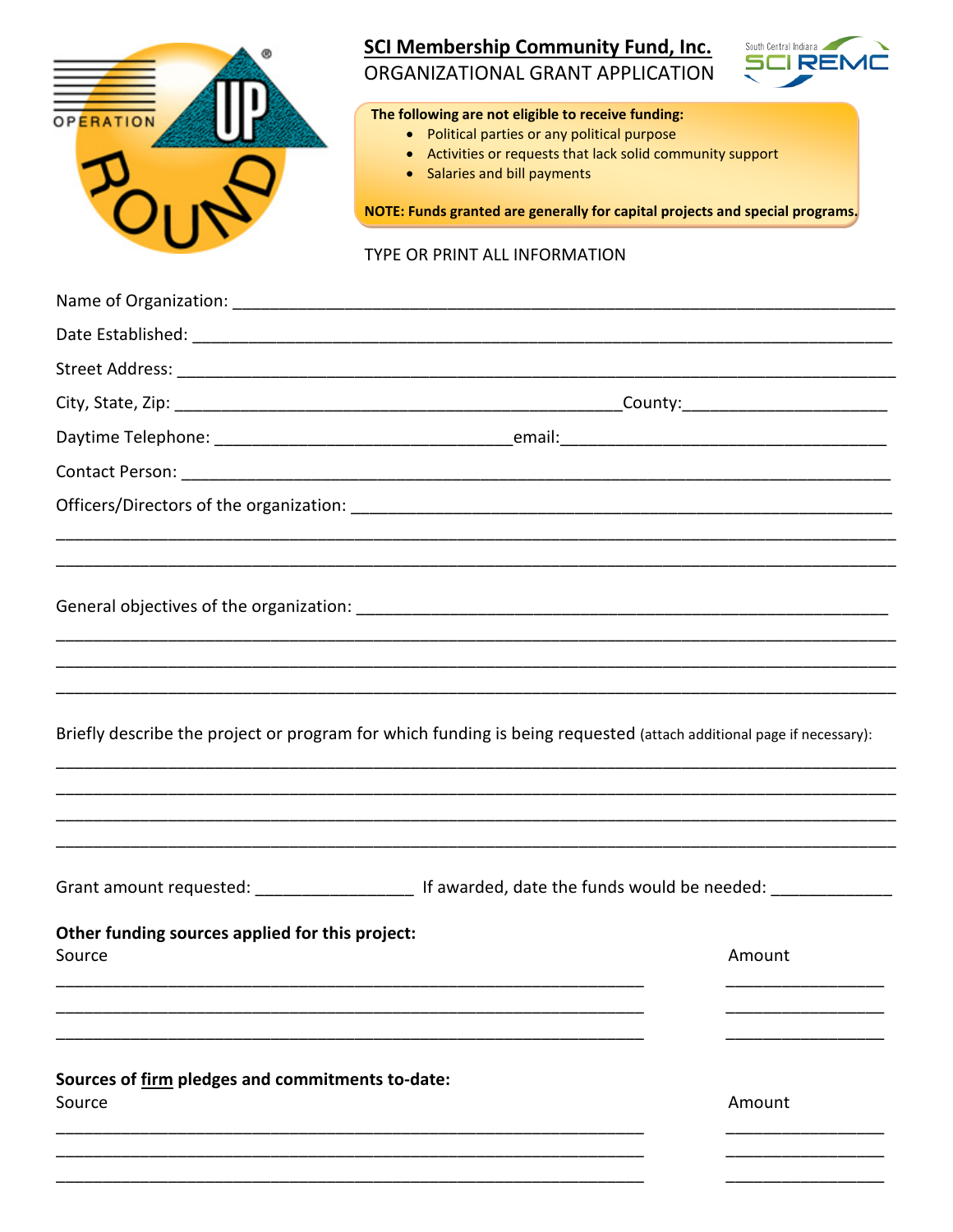# SCI Membership Community Fund, Inc.

ORGANIZATIONAL GRANT APPLICATION

**The following are not eligible to receive funding:**

- Political parties or any political purpose
- Activities or requests that lack solid community support
- Salaries and bill payments

**NOTE: Funds granted are generally for capital projects and special programs.**

TYPE OR PRINT ALL INFORMATION

Name of Organization: ______________________________________________________________________

Date Established: __________________________________________________________________________

Street Address: ____________________________________________________________________________

City, State, Zip: _______________________________________________County:______________________

Daytime Telephone: ________________________________email:___________________________________

Contact Person: ____________________________________________________________________________

Officers/Directors of the organization: _______________________________________________________

___________________________________________________________________________________________

___________________________________________________________________________________________

General objectives of the organization: ______________________________________________________

___________________________________________________________________________________________

___________________________________________________________________________________________

___________________________________________________________________________________________

Briefly describe the project or program for which funding is being requested (attach additional page if necessary):

___________________________________________________________________________________________

___________________________________________________________________________________________

___________________________________________________________________________________________

___________________________________________________________________________________________

Grant amount requested: ________________ If awarded, date the funds would be needed: ____________

**Other funding sources applied for this project:**

| Source | Amount |
|---|---|
| ______________________________________________ | ________________ |
| ______________________________________________ | ________________ |
| ______________________________________________ | ________________ |

**Sources of <u>firm</u> pledges and commitments to-date:**

| Source | Amount |
|---|---|
| ______________________________________________ | ________________ |
| ______________________________________________ | ________________ |
| ______________________________________________ | ________________ |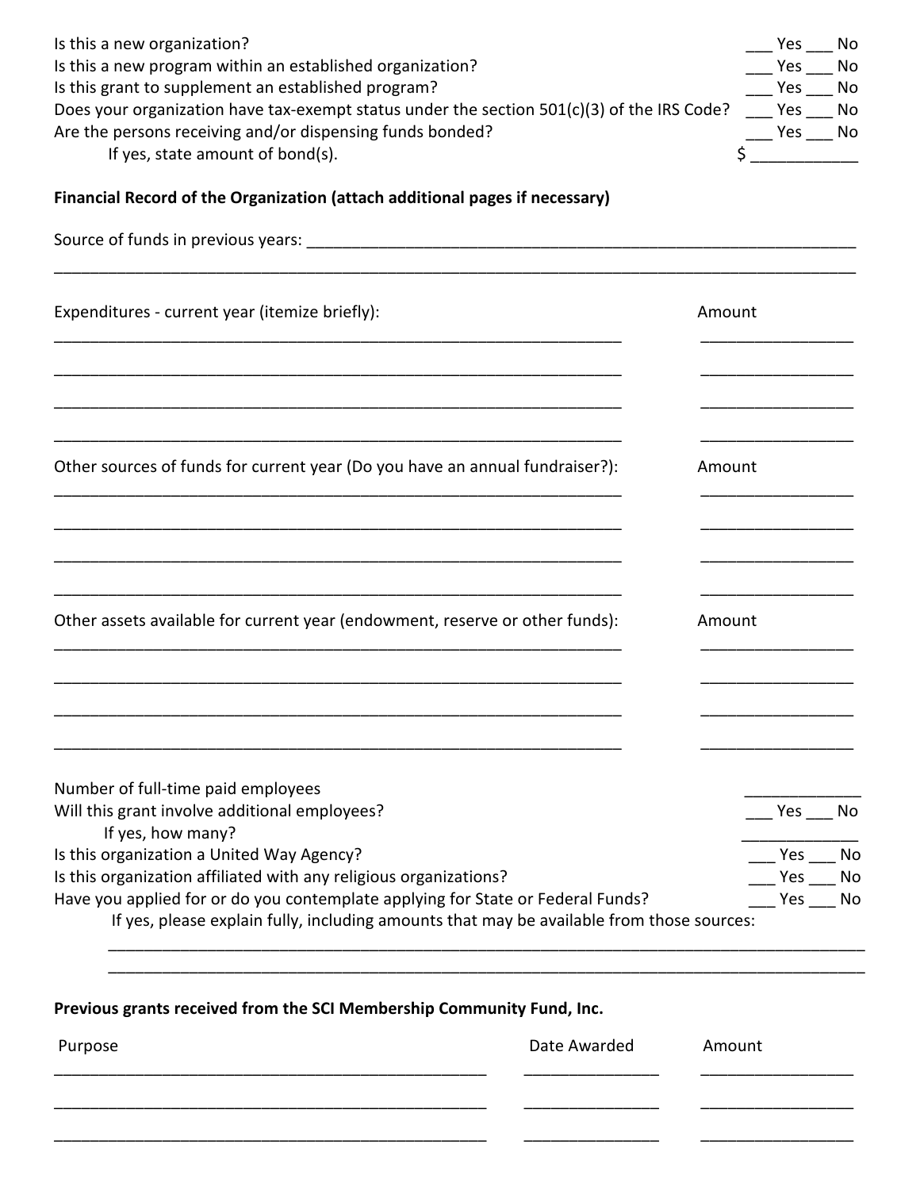Is this a new organization? ___ Yes ___ No

Is this a new program within an established organization? ___ Yes ___ No

Is this grant to supplement an established program? ___ Yes ___ No

Does your organization have tax-exempt status under the section 501(c)(3) of the IRS Code? ___ Yes ___ No

Are the persons receiving and/or dispensing funds bonded? ___ Yes ___ No

If yes, state amount of bond(s). $ ____________

**Financial Record of the Organization (attach additional pages if necessary)**

Source of funds in previous years: ________________________________________________________________

________________________________________________________________________________________________

| Expenditures - current year (itemize briefly): | Amount |
|---|---|
| ____________________________________ | ______________ |
| ____________________________________ | ______________ |
| ____________________________________ | ______________ |
| ____________________________________ | ______________ |

| Other sources of funds for current year (Do you have an annual fundraiser?): | Amount |
|---|---|
| ____________________________________ | ______________ |
| ____________________________________ | ______________ |
| ____________________________________ | ______________ |
| ____________________________________ | ______________ |

| Other assets available for current year (endowment, reserve or other funds): | Amount |
|---|---|
| ____________________________________ | ______________ |
| ____________________________________ | ______________ |
| ____________________________________ | ______________ |
| ____________________________________ | ______________ |

Number of full-time paid employees ____________

Will this grant involve additional employees? ___ Yes ___ No

If yes, how many? ____________

Is this organization a United Way Agency? ___ Yes ___ No

Is this organization affiliated with any religious organizations? ___ Yes ___ No

Have you applied for or do you contemplate applying for State or Federal Funds? ___ Yes ___ No

If yes, please explain fully, including amounts that may be available from those sources:

________________________________________________________________________________________________

________________________________________________________________________________________________

**Previous grants received from the SCI Membership Community Fund, Inc.**

| Purpose | Date Awarded | Amount |
|---|---|---|
| ______________________________ | ____________ | ______________ |
| ______________________________ | ____________ | ______________ |
| ______________________________ | ____________ | ______________ |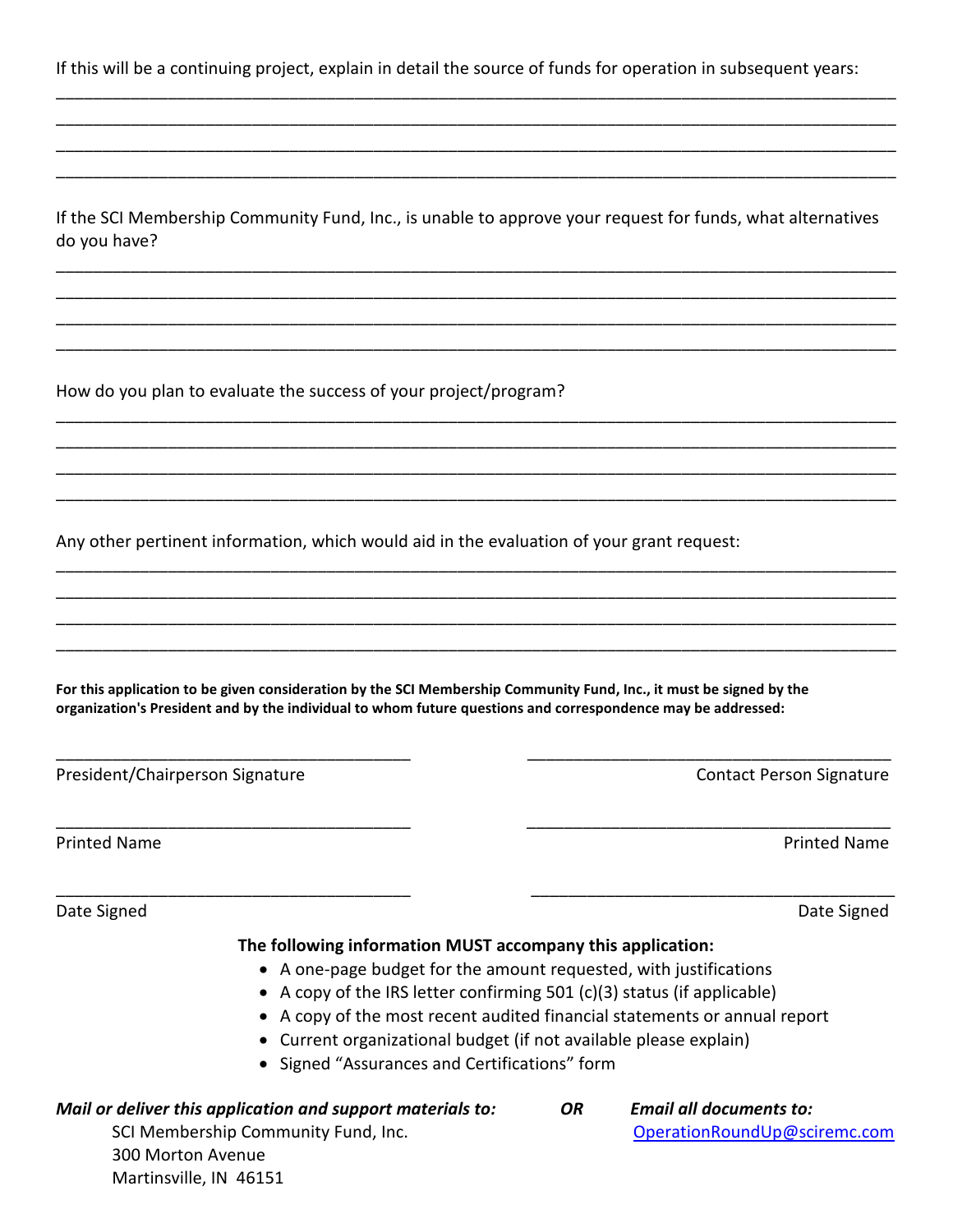If this will be a continuing project, explain in detail the source of funds for operation in subsequent years:

______________________________________________________________________________________

______________________________________________________________________________________

______________________________________________________________________________________

______________________________________________________________________________________

If the SCI Membership Community Fund, Inc., is unable to approve your request for funds, what alternatives do you have?

______________________________________________________________________________________

______________________________________________________________________________________

______________________________________________________________________________________

______________________________________________________________________________________

How do you plan to evaluate the success of your project/program?

______________________________________________________________________________________

______________________________________________________________________________________

______________________________________________________________________________________

______________________________________________________________________________________

Any other pertinent information, which would aid in the evaluation of your grant request:

______________________________________________________________________________________

______________________________________________________________________________________

______________________________________________________________________________________

______________________________________________________________________________________

**For this application to be given consideration by the SCI Membership Community Fund, Inc., it must be signed by the organization's President and by the individual to whom future questions and correspondence may be addressed:**

| | |
|---|---|
| ______________________________________ | ______________________________________ |
| President/Chairperson Signature | Contact Person Signature |
| ______________________________________ | ______________________________________ |
| Printed Name | Printed Name |
| ______________________________________ | ______________________________________ |
| Date Signed | Date Signed |

**The following information MUST accompany this application:**

- A one-page budget for the amount requested, with justifications
- A copy of the IRS letter confirming 501 (c)(3) status (if applicable)
- A copy of the most recent audited financial statements or annual report
- Current organizational budget (if not available please explain)
- Signed "Assurances and Certifications" form

***Mail or deliver this application and support materials to:***

SCI Membership Community Fund, Inc.
300 Morton Avenue
Martinsville, IN 46151

***OR***

***Email all documents to:***

OperationRoundUp@sciremc.com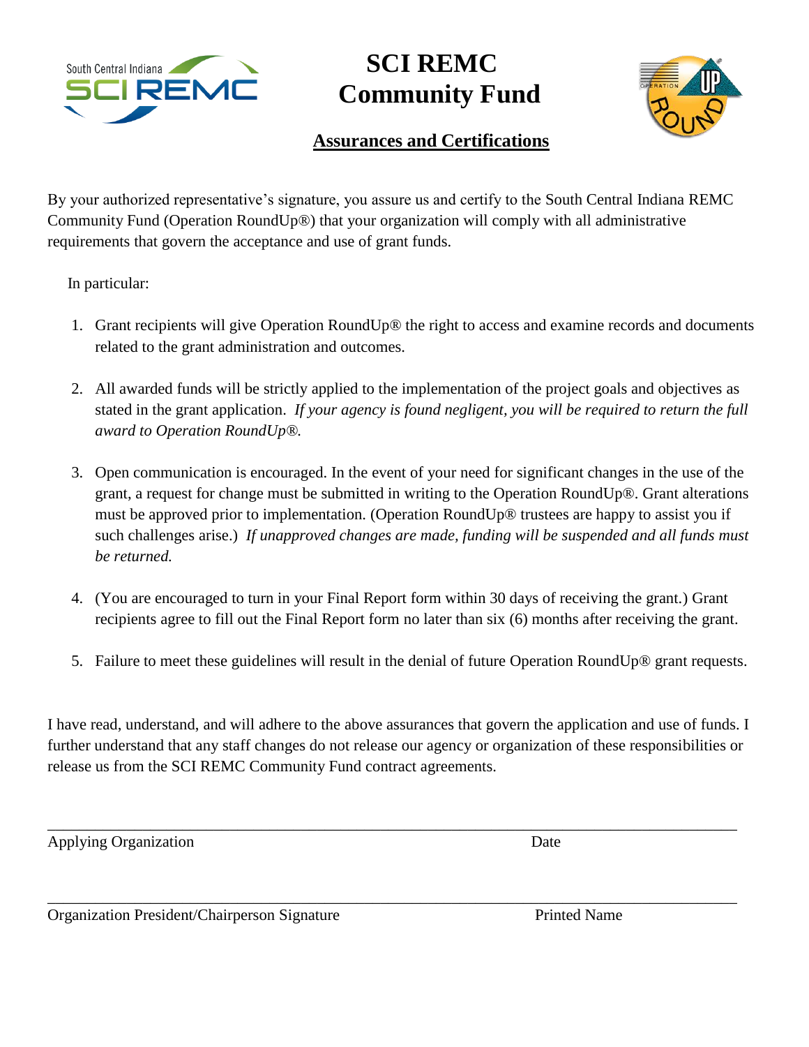# SCI REMC Community Fund

## Assurances and Certifications

By your authorized representative's signature, you assure us and certify to the South Central Indiana REMC Community Fund (Operation RoundUp®) that your organization will comply with all administrative requirements that govern the acceptance and use of grant funds.

In particular:

1. Grant recipients will give Operation RoundUp® the right to access and examine records and documents related to the grant administration and outcomes.
2. All awarded funds will be strictly applied to the implementation of the project goals and objectives as stated in the grant application. *If your agency is found negligent, you will be required to return the full award to Operation RoundUp®.*
3. Open communication is encouraged. In the event of your need for significant changes in the use of the grant, a request for change must be submitted in writing to the Operation RoundUp®. Grant alterations must be approved prior to implementation. (Operation RoundUp® trustees are happy to assist you if such challenges arise.) *If unapproved changes are made, funding will be suspended and all funds must be returned.*
4. (You are encouraged to turn in your Final Report form within 30 days of receiving the grant.) Grant recipients agree to fill out the Final Report form no later than six (6) months after receiving the grant.
5. Failure to meet these guidelines will result in the denial of future Operation RoundUp® grant requests.

I have read, understand, and will adhere to the above assurances that govern the application and use of funds. I further understand that any staff changes do not release our agency or organization of these responsibilities or release us from the SCI REMC Community Fund contract agreements.

______________________________________________________________________________

Applying Organization                                                                                    Date

______________________________________________________________________________

Organization President/Chairperson Signature                                                   Printed Name